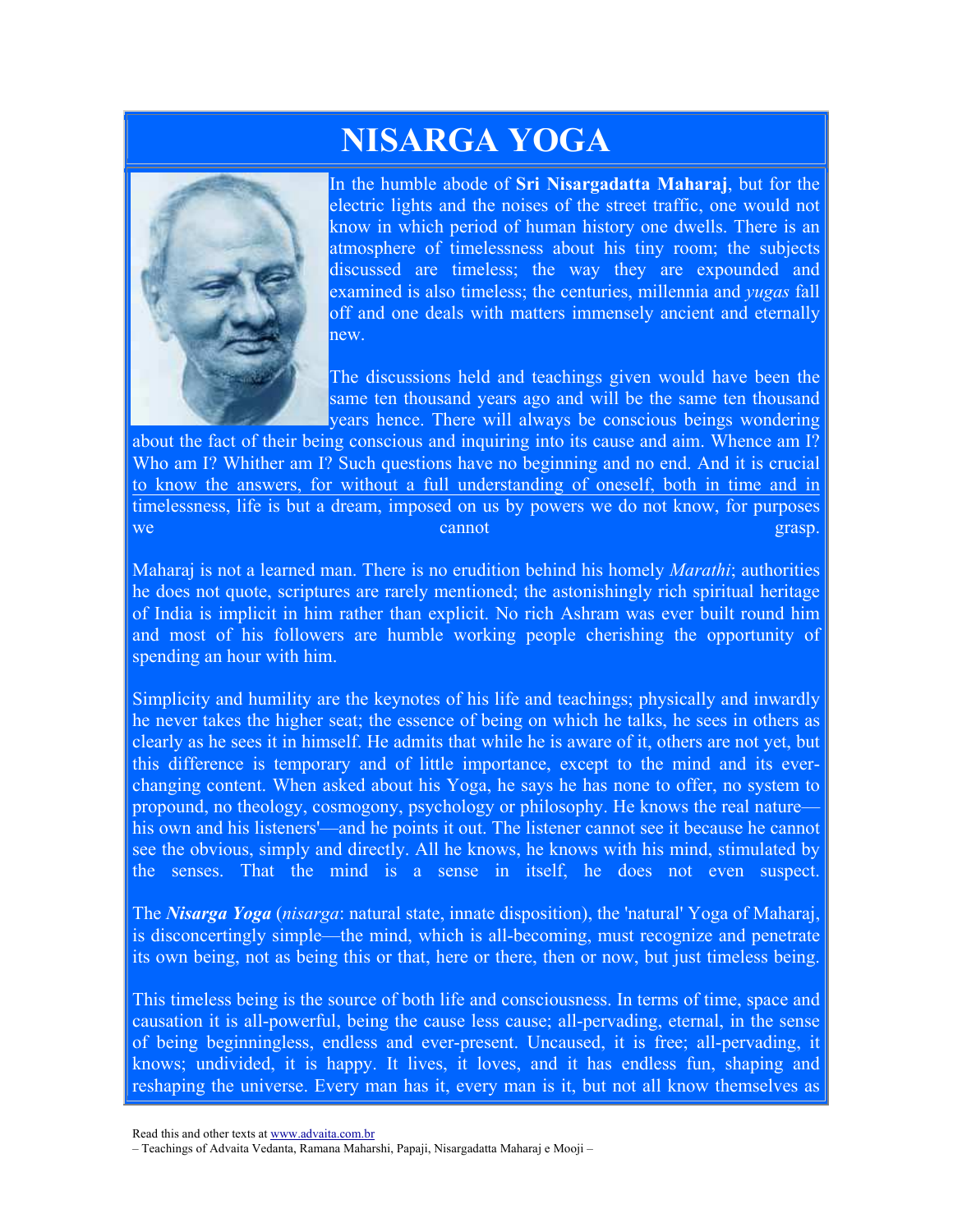# NISARGA YOGA

In the humble abode of **Sri Nisargadatta Maharaj**, but for the electric lights and the noises of the street traffic, one would not know in which period of human history one dwells. There is an atmosphere of timelessness about his tiny room; the subjects discussed are timeless; the way they are expounded and examined is also timeless; the centuries, millennia and *yugas* fall off and one deals with matters immensely ancient and eternally new.

The discussions held and teachings given would have been the same ten thousand years ago and will be the same ten thousand years hence. There will always be conscious beings wondering about the fact of their being conscious and inquiring into its cause and aim. Whence am I? Who am I? Whither am I? Such questions have no beginning and no end. And it is crucial to know the answers, for without a full understanding of oneself, both in time and in timelessness, life is but a dream, imposed on us by powers we do not know, for purposes we cannot grasp.

Maharaj is not a learned man. There is no erudition behind his homely *Marathi*; authorities he does not quote, scriptures are rarely mentioned; the astonishingly rich spiritual heritage of India is implicit in him rather than explicit. No rich Ashram was ever built round him and most of his followers are humble working people cherishing the opportunity of spending an hour with him.

Simplicity and humility are the keynotes of his life and teachings; physically and inwardly he never takes the higher seat; the essence of being on which he talks, he sees in others as clearly as he sees it in himself. He admits that while he is aware of it, others are not yet, but this difference is temporary and of little importance, except to the mind and its ever-changing content. When asked about his Yoga, he says he has none to offer, no system to propound, no theology, cosmogony, psychology or philosophy. He knows the real nature—his own and his listeners'—and he points it out. The listener cannot see it because he cannot see the obvious, simply and directly. All he knows, he knows with his mind, stimulated by the senses. That the mind is a sense in itself, he does not even suspect.

The ***Nisarga Yoga*** (*nisarga*: natural state, innate disposition), the 'natural' Yoga of Maharaj, is disconcertingly simple—the mind, which is all-becoming, must recognize and penetrate its own being, not as being this or that, here or there, then or now, but just timeless being.

This timeless being is the source of both life and consciousness. In terms of time, space and causation it is all-powerful, being the cause less cause; all-pervading, eternal, in the sense of being beginningless, endless and ever-present. Uncaused, it is free; all-pervading, it knows; undivided, it is happy. It lives, it loves, and it has endless fun, shaping and reshaping the universe. Every man has it, every man is it, but not all know themselves as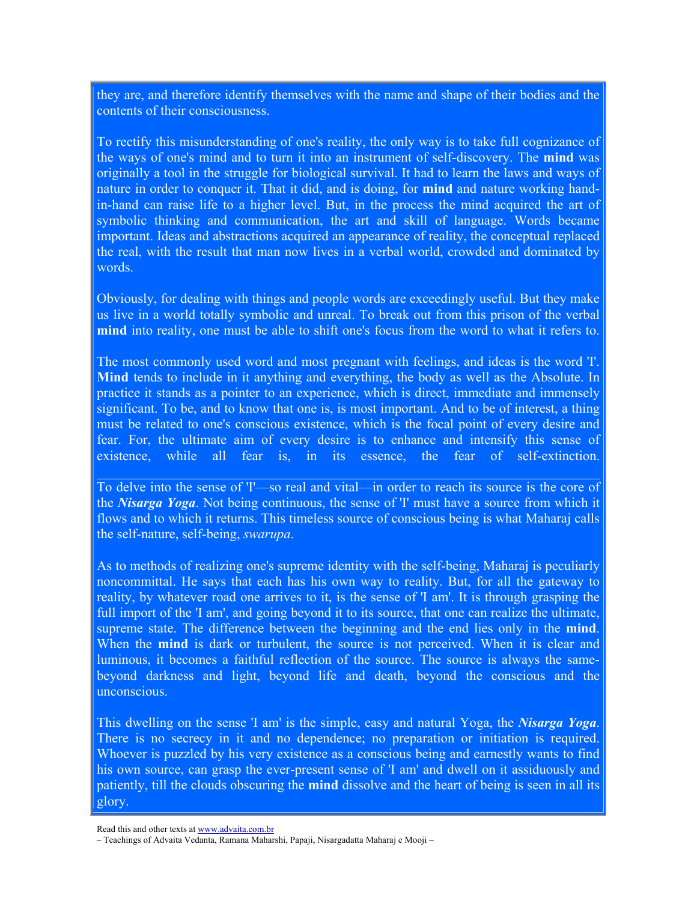they are, and therefore identify themselves with the name and shape of their bodies and the contents of their consciousness.

To rectify this misunderstanding of one's reality, the only way is to take full cognizance of the ways of one's mind and to turn it into an instrument of self-discovery. The **mind** was originally a tool in the struggle for biological survival. It had to learn the laws and ways of nature in order to conquer it. That it did, and is doing, for **mind** and nature working hand-in-hand can raise life to a higher level. But, in the process the mind acquired the art of symbolic thinking and communication, the art and skill of language. Words became important. Ideas and abstractions acquired an appearance of reality, the conceptual replaced the real, with the result that man now lives in a verbal world, crowded and dominated by words.

Obviously, for dealing with things and people words are exceedingly useful. But they make us live in a world totally symbolic and unreal. To break out from this prison of the verbal **mind** into reality, one must be able to shift one's focus from the word to what it refers to.

The most commonly used word and most pregnant with feelings, and ideas is the word 'I'. **Mind** tends to include in it anything and everything, the body as well as the Absolute. In practice it stands as a pointer to an experience, which is direct, immediate and immensely significant. To be, and to know that one is, is most important. And to be of interest, a thing must be related to one's conscious existence, which is the focal point of every desire and fear. For, the ultimate aim of every desire is to enhance and intensify this sense of existence, while all fear is, in its essence, the fear of self-extinction.

---

To delve into the sense of 'I'—so real and vital—in order to reach its source is the core of the ***Nisarga Yoga***. Not being continuous, the sense of 'I' must have a source from which it flows and to which it returns. This timeless source of conscious being is what Maharaj calls the self-nature, self-being, *swarupa*.

As to methods of realizing one's supreme identity with the self-being, Maharaj is peculiarly noncommittal. He says that each has his own way to reality. But, for all the gateway to reality, by whatever road one arrives to it, is the sense of 'I am'. It is through grasping the full import of the 'I am', and going beyond it to its source, that one can realize the ultimate, supreme state. The difference between the beginning and the end lies only in the **mind**. When the **mind** is dark or turbulent, the source is not perceived. When it is clear and luminous, it becomes a faithful reflection of the source. The source is always the same-beyond darkness and light, beyond life and death, beyond the conscious and the unconscious.

This dwelling on the sense 'I am' is the simple, easy and natural Yoga, the ***Nisarga Yoga***. There is no secrecy in it and no dependence; no preparation or initiation is required. Whoever is puzzled by his very existence as a conscious being and earnestly wants to find his own source, can grasp the ever-present sense of 'I am' and dwell on it assiduously and patiently, till the clouds obscuring the **mind** dissolve and the heart of being is seen in all its glory.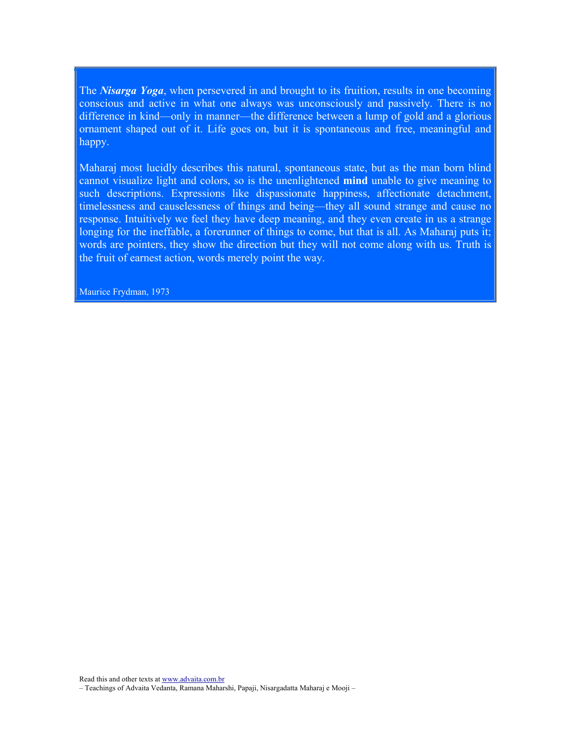The ***Nisarga Yoga***, when persevered in and brought to its fruition, results in one becoming conscious and active in what one always was unconsciously and passively. There is no difference in kind—only in manner—the difference between a lump of gold and a glorious ornament shaped out of it. Life goes on, but it is spontaneous and free, meaningful and happy.

Maharaj most lucidly describes this natural, spontaneous state, but as the man born blind cannot visualize light and colors, so is the unenlightened **mind** unable to give meaning to such descriptions. Expressions like dispassionate happiness, affectionate detachment, timelessness and causelessness of things and being—they all sound strange and cause no response. Intuitively we feel they have deep meaning, and they even create in us a strange longing for the ineffable, a forerunner of things to come, but that is all. As Maharaj puts it; words are pointers, they show the direction but they will not come along with us. Truth is the fruit of earnest action, words merely point the way.

Maurice Frydman, 1973